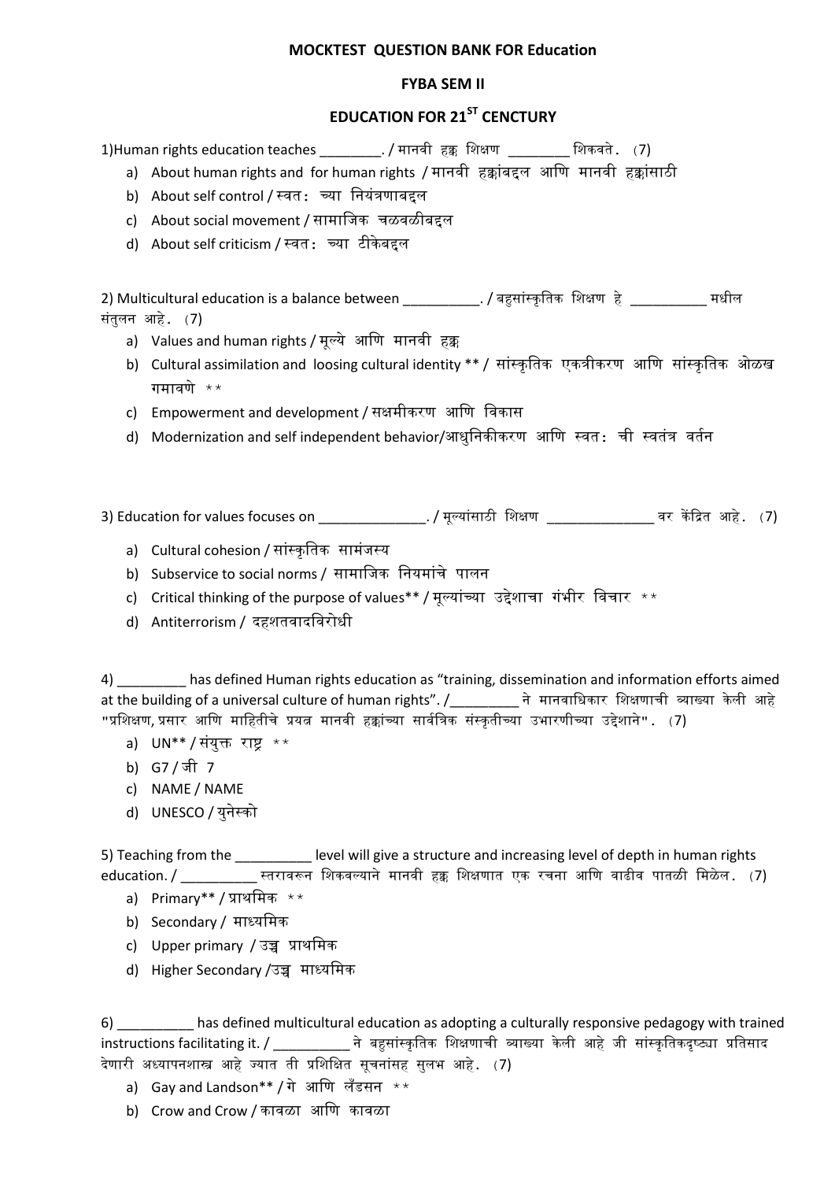**MOCKTEST QUESTION BANK FOR Education**

**FYBA SEM II**

**EDUCATION FOR 21ST CENCTURY**

1)Human rights education teaches ________. / मानवी हक्क शिक्षण ________ शिकवते. (7)

a) About human rights and for human rights / मानवी हक्कांबद्दल आणि मानवी हक्कांसाठी
b) About self control / स्वत: च्या नियंत्रणाबद्दल
c) About social movement / सामाजिक चळवळीबद्दल
d) About self criticism / स्वत: च्या टीकेबद्दल

2) Multicultural education is a balance between __________. / बहुसांस्कृतिक शिक्षण हे __________ मधील संतुलन आहे. (7)

a) Values and human rights / मूल्ये आणि मानवी हक्क
b) Cultural assimilation and loosing cultural identity ** / सांस्कृतिक एकत्रीकरण आणि सांस्कृतिक ओळख गमावणे **
c) Empowerment and development / सक्षमीकरण आणि विकास
d) Modernization and self independent behavior/आधुनिकीकरण आणि स्वत: ची स्वतंत्र वर्तन

3) Education for values focuses on ______________. / मूल्यांसाठी शिक्षण ______________ वर केंद्रित आहे. (7)

a) Cultural cohesion / सांस्कृतिक सामंजस्य
b) Subservice to social norms / सामाजिक नियमांचे पालन
c) Critical thinking of the purpose of values** / मूल्यांच्या उद्देशाचा गंभीर विचार **
d) Antiterrorism / दहशतवादविरोधी

4) _________ has defined Human rights education as "training, dissemination and information efforts aimed at the building of a universal culture of human rights". /_________ ने मानवाधिकार शिक्षणाची व्याख्या केली आहे "प्रशिक्षण, प्रसार आणि माहितीचे प्रयत्न मानवी हक्कांच्या सार्वत्रिक संस्कृतीच्या उभारणीच्या उद्देशाने". (7)

a) UN** / संयुक्त राष्ट्र **
b) G7 / जी 7
c) NAME / NAME
d) UNESCO / युनेस्को

5) Teaching from the __________ level will give a structure and increasing level of depth in human rights education. / __________ स्तरावरून शिकवल्याने मानवी हक्क शिक्षणात एक रचना आणि वाढीव पातळी मिळेल. (7)

a) Primary** / प्राथमिक **
b) Secondary / माध्यमिक
c) Upper primary / उच्च प्राथमिक
d) Higher Secondary /उच्च माध्यमिक

6) __________ has defined multicultural education as adopting a culturally responsive pedagogy with trained instructions facilitating it. / __________ ने बहुसांस्कृतिक शिक्षणाची व्याख्या केली आहे जी सांस्कृतिकदृष्ट्या प्रतिसाद देणारी अध्यापनशास्त्र आहे ज्यात ती प्रशिक्षित सूचनांसह सुलभ आहे. (7)

a) Gay and Landson** / गे आणि लँडसन **
b) Crow and Crow / कावळा आणि कावळा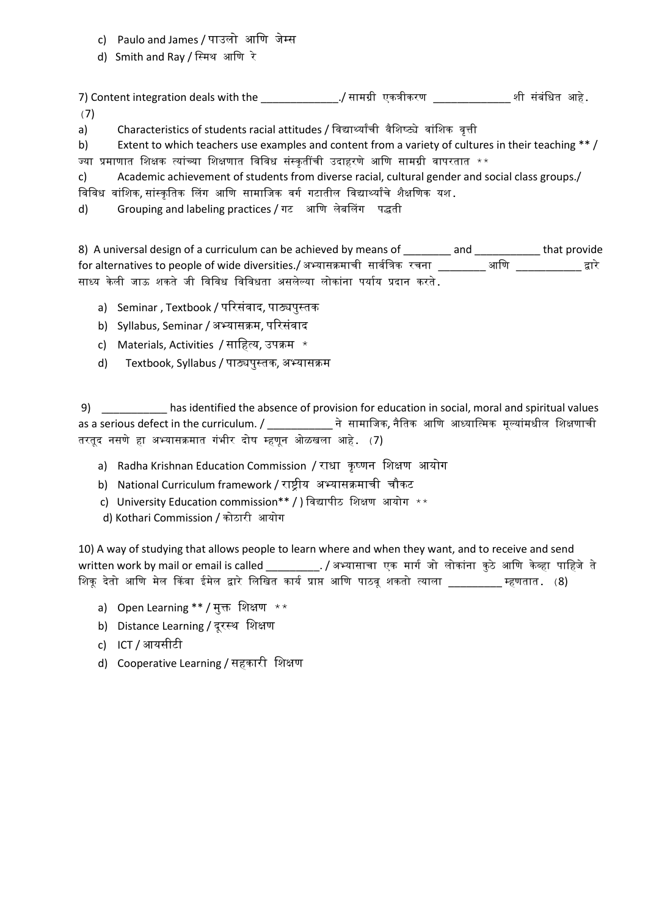c) Paulo and James / पाउलो आणि जेम्स

d) Smith and Ray / स्मिथ आणि रे

7) Content integration deals with the _____________./ सामग्री एकत्रीकरण _____________ शी संबंधित आहे. (7)

a) Characteristics of students racial attitudes / विद्यार्थ्यांची वैशिष्ट्ये वांशिक वृत्ती

b) Extent to which teachers use examples and content from a variety of cultures in their teaching ** / ज्या प्रमाणात शिक्षक त्यांच्या शिक्षणात विविध संस्कृतींची उदाहरणे आणि सामग्री वापरतात **

c) Academic achievement of students from diverse racial, cultural gender and social class groups./ विविध वांशिक, सांस्कृतिक लिंग आणि सामाजिक वर्ग गटातील विद्यार्थ्यांचे शैक्षणिक यश.

d) Grouping and labeling practices / गट आणि लेबलिंग पद्धती

8) A universal design of a curriculum can be achieved by means of ________ and ___________ that provide for alternatives to people of wide diversities./ अभ्यासक्रमाची सार्वत्रिक रचना ________ आणि ___________ द्वारे साध्य केली जाऊ शकते जी विविध विविधता असलेल्या लोकांना पर्याय प्रदान करते.

a) Seminar , Textbook / परिसंवाद, पाठ्यपुस्तक

b) Syllabus, Seminar / अभ्यासक्रम, परिसंवाद

c) Materials, Activities / साहित्य, उपक्रम *

d) Textbook, Syllabus / पाठ्यपुस्तक, अभ्यासक्रम

9) ___________ has identified the absence of provision for education in social, moral and spiritual values as a serious defect in the curriculum. / ___________ ने सामाजिक, नैतिक आणि आध्यात्मिक मूल्यांमधील शिक्षणाची तरतूद नसणे हा अभ्यासक्रमात गंभीर दोष म्हणून ओळखला आहे. (7)

a) Radha Krishnan Education Commission / राधा कृष्णन शिक्षण आयोग

b) National Curriculum framework / राष्ट्रीय अभ्यासक्रमाची चौकट

c) University Education commission** / ) विद्यापीठ शिक्षण आयोग **

d) Kothari Commission / कोठारी आयोग

10) A way of studying that allows people to learn where and when they want, and to receive and send written work by mail or email is called _________. / अभ्यासाचा एक मार्ग जो लोकांना कुठे आणि केव्हा पाहिजे ते शिकू देतो आणि मेल किंवा ईमेल द्वारे लिखित कार्य प्राप्त आणि पाठवू शकतो त्याला _________ म्हणतात. (8)

a) Open Learning ** / मुक्त शिक्षण **

b) Distance Learning / दूरस्थ शिक्षण

c) ICT / आयसीटी

d) Cooperative Learning / सहकारी शिक्षण